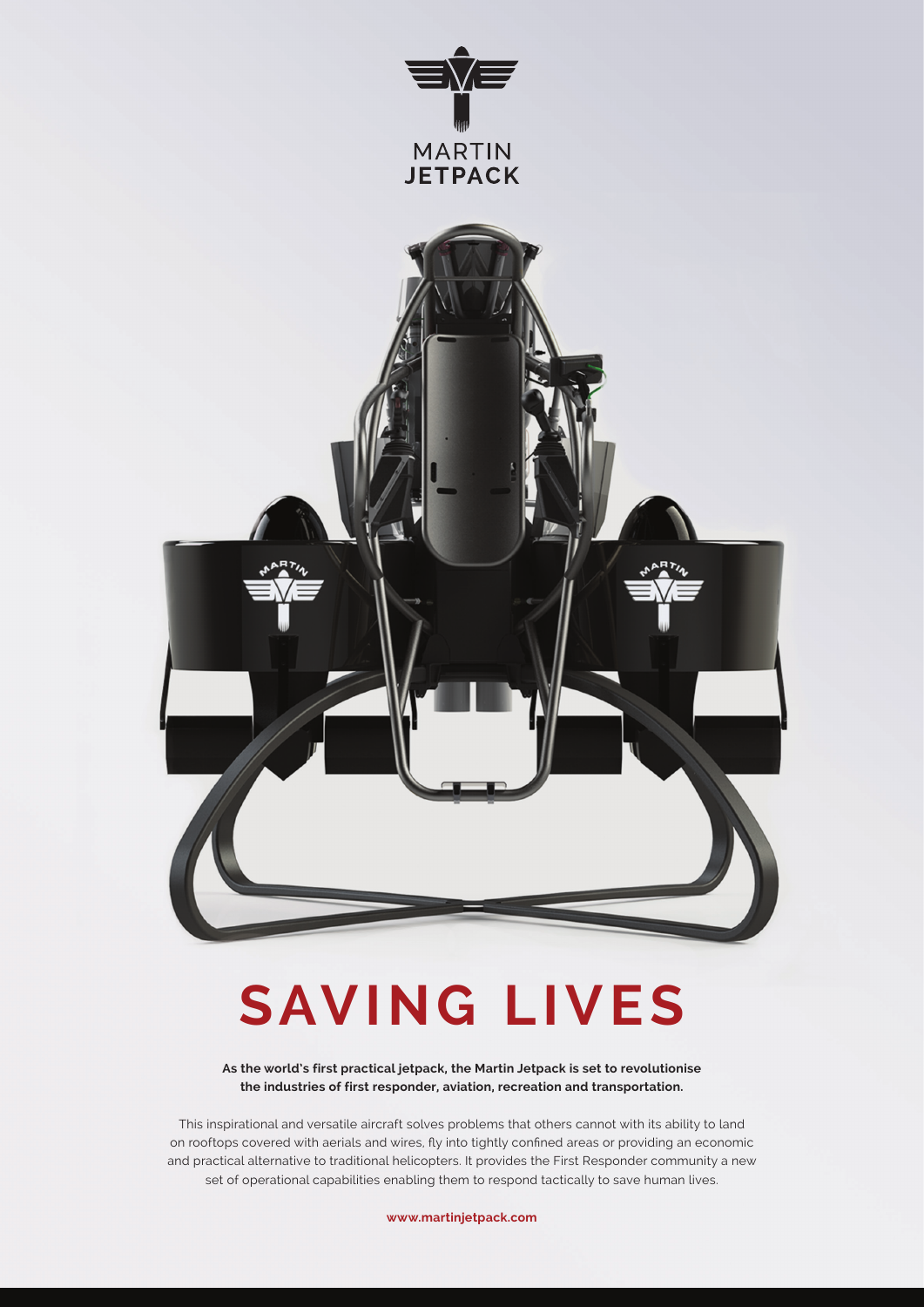MARTIN
**JETPACK**

# SAVING LIVES

**As the world's first practical jetpack, the Martin Jetpack is set to revolutionise the industries of first responder, aviation, recreation and transportation.**

This inspirational and versatile aircraft solves problems that others cannot with its ability to land on rooftops covered with aerials and wires, fly into tightly confined areas or providing an economic and practical alternative to traditional helicopters. It provides the First Responder community a new set of operational capabilities enabling them to respond tactically to save human lives.

**www.martinjetpack.com**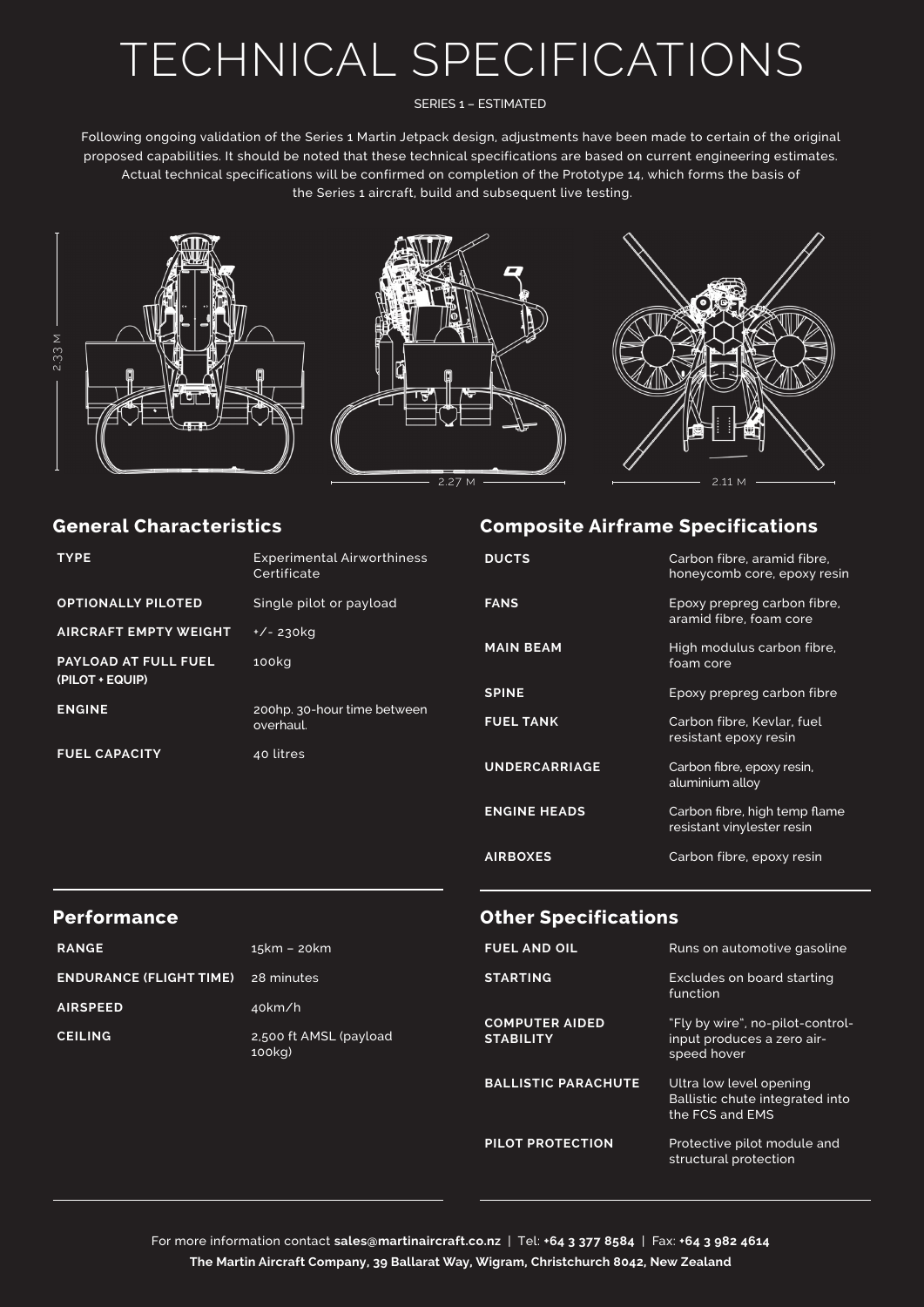# TECHNICAL SPECIFICATIONS

SERIES 1 – ESTIMATED

Following ongoing validation of the Series 1 Martin Jetpack design, adjustments have been made to certain of the original proposed capabilities. It should be noted that these technical specifications are based on current engineering estimates. Actual technical specifications will be confirmed on completion of the Prototype 14, which forms the basis of the Series 1 aircraft, build and subsequent live testing.

2.33 M

2.27 M

2.11 M

## General Characteristics

| | |
|---|---|
| **TYPE** | Experimental Airworthiness Certificate |
| **OPTIONALLY PILOTED** | Single pilot or payload |
| **AIRCRAFT EMPTY WEIGHT** | +/- 230kg |
| **PAYLOAD AT FULL FUEL (PILOT + EQUIP)** | 100kg |
| **ENGINE** | 200hp. 30-hour time between overhaul. |
| **FUEL CAPACITY** | 40 litres |

## Composite Airframe Specifications

| | |
|---|---|
| **DUCTS** | Carbon fibre, aramid fibre, honeycomb core, epoxy resin |
| **FANS** | Epoxy prepreg carbon fibre, aramid fibre, foam core |
| **MAIN BEAM** | High modulus carbon fibre, foam core |
| **SPINE** | Epoxy prepreg carbon fibre |
| **FUEL TANK** | Carbon fibre, Kevlar, fuel resistant epoxy resin |
| **UNDERCARRIAGE** | Carbon fibre, epoxy resin, aluminium alloy |
| **ENGINE HEADS** | Carbon fibre, high temp flame resistant vinylester resin |
| **AIRBOXES** | Carbon fibre, epoxy resin |

## Performance

| | |
|---|---|
| **RANGE** | 15km – 20km |
| **ENDURANCE (FLIGHT TIME)** | 28 minutes |
| **AIRSPEED** | 40km/h |
| **CEILING** | 2,500 ft AMSL (payload 100kg) |

## Other Specifications

| | |
|---|---|
| **FUEL AND OIL** | Runs on automotive gasoline |
| **STARTING** | Excludes on board starting function |
| **COMPUTER AIDED STABILITY** | "Fly by wire", no-pilot-control-input produces a zero air-speed hover |
| **BALLISTIC PARACHUTE** | Ultra low level opening Ballistic chute integrated into the FCS and EMS |
| **PILOT PROTECTION** | Protective pilot module and structural protection |

For more information contact **sales@martinaircraft.co.nz** | Tel: **+64 3 377 8584** | Fax: **+64 3 982 4614**

**The Martin Aircraft Company, 39 Ballarat Way, Wigram, Christchurch 8042, New Zealand**